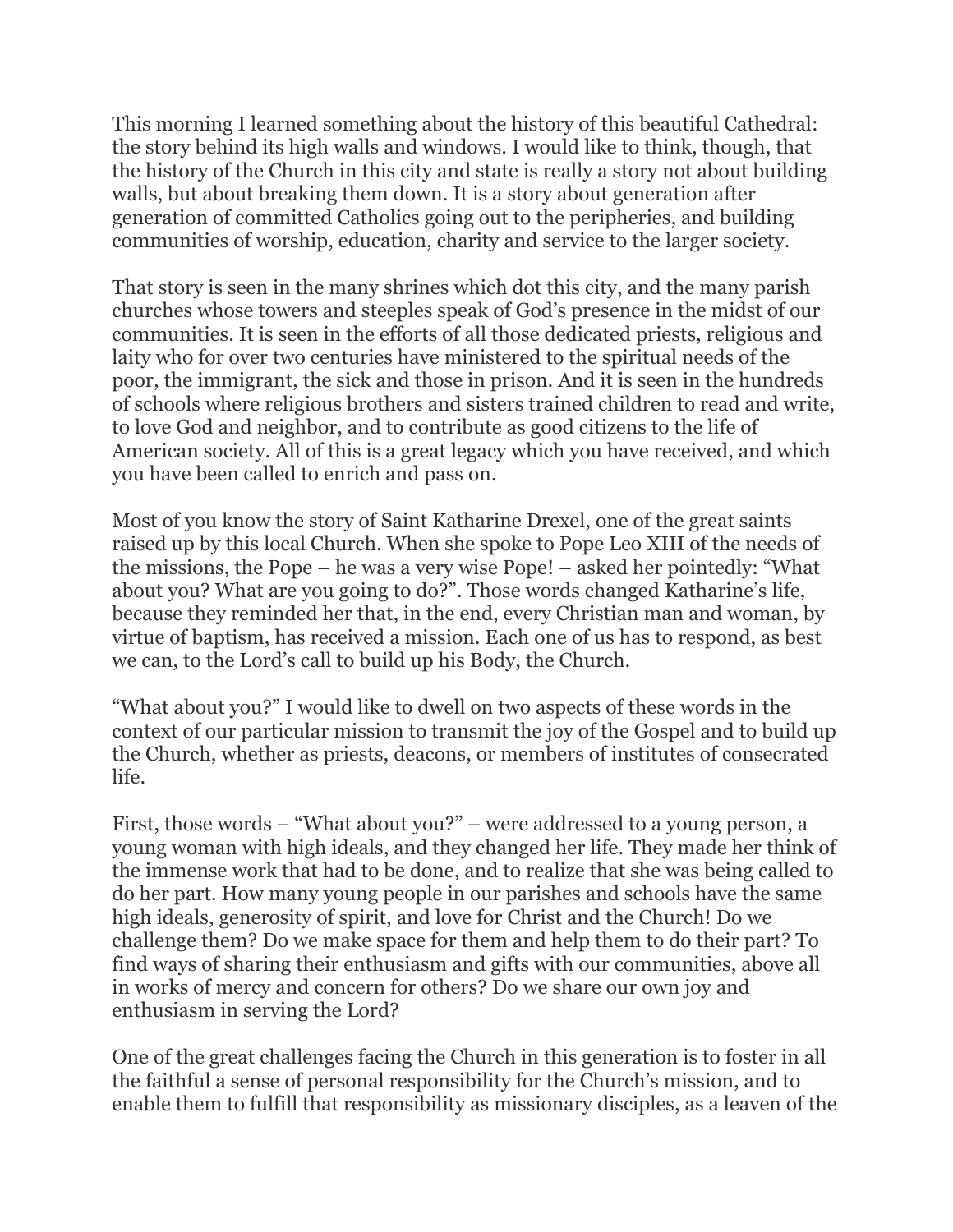This morning I learned something about the history of this beautiful Cathedral: the story behind its high walls and windows. I would like to think, though, that the history of the Church in this city and state is really a story not about building walls, but about breaking them down. It is a story about generation after generation of committed Catholics going out to the peripheries, and building communities of worship, education, charity and service to the larger society.

That story is seen in the many shrines which dot this city, and the many parish churches whose towers and steeples speak of God's presence in the midst of our communities. It is seen in the efforts of all those dedicated priests, religious and laity who for over two centuries have ministered to the spiritual needs of the poor, the immigrant, the sick and those in prison. And it is seen in the hundreds of schools where religious brothers and sisters trained children to read and write, to love God and neighbor, and to contribute as good citizens to the life of American society. All of this is a great legacy which you have received, and which you have been called to enrich and pass on.

Most of you know the story of Saint Katharine Drexel, one of the great saints raised up by this local Church. When she spoke to Pope Leo XIII of the needs of the missions, the Pope – he was a very wise Pope! – asked her pointedly: "What about you? What are you going to do?". Those words changed Katharine's life, because they reminded her that, in the end, every Christian man and woman, by virtue of baptism, has received a mission. Each one of us has to respond, as best we can, to the Lord's call to build up his Body, the Church.

"What about you?" I would like to dwell on two aspects of these words in the context of our particular mission to transmit the joy of the Gospel and to build up the Church, whether as priests, deacons, or members of institutes of consecrated life.

First, those words – "What about you?" – were addressed to a young person, a young woman with high ideals, and they changed her life. They made her think of the immense work that had to be done, and to realize that she was being called to do her part. How many young people in our parishes and schools have the same high ideals, generosity of spirit, and love for Christ and the Church! Do we challenge them? Do we make space for them and help them to do their part? To find ways of sharing their enthusiasm and gifts with our communities, above all in works of mercy and concern for others? Do we share our own joy and enthusiasm in serving the Lord?

One of the great challenges facing the Church in this generation is to foster in all the faithful a sense of personal responsibility for the Church's mission, and to enable them to fulfill that responsibility as missionary disciples, as a leaven of the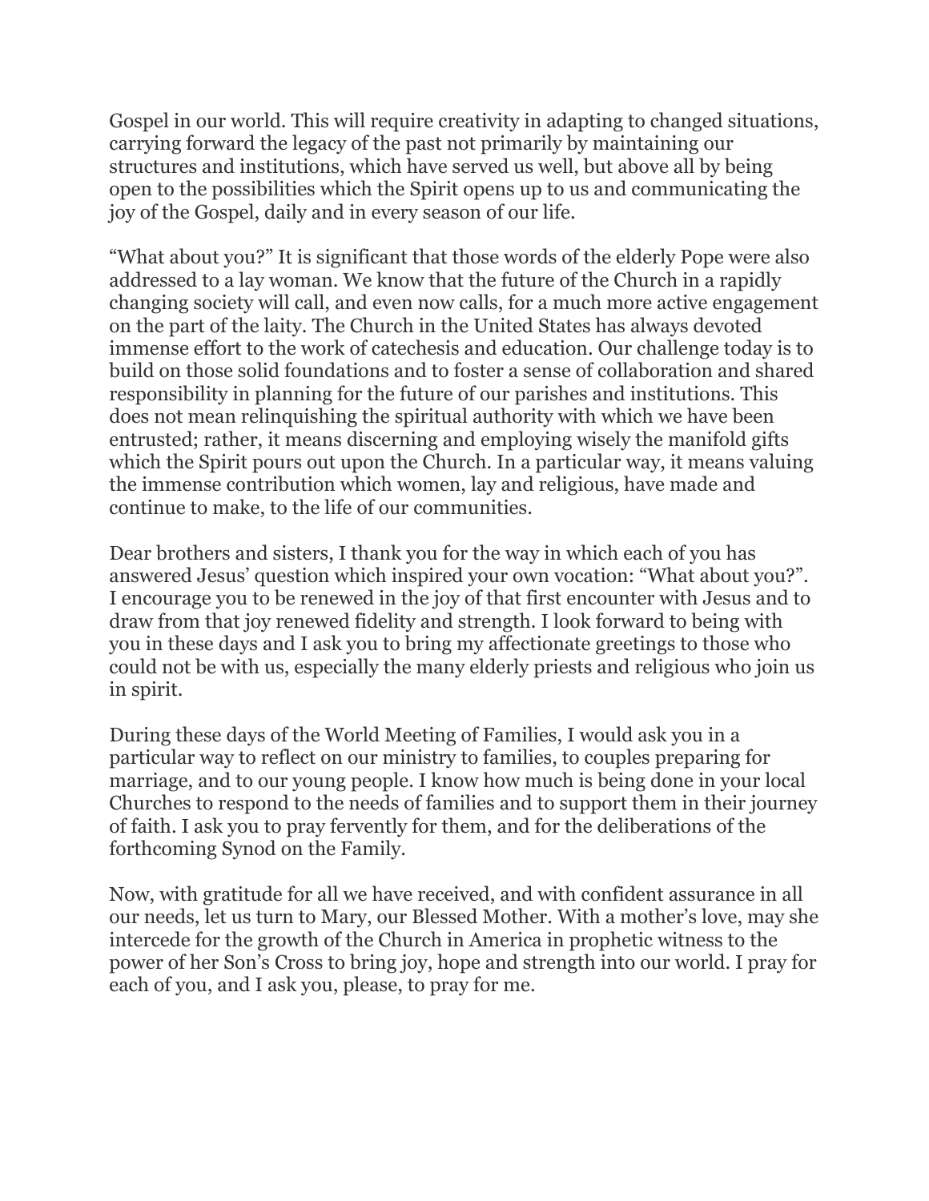Gospel in our world. This will require creativity in adapting to changed situations, carrying forward the legacy of the past not primarily by maintaining our structures and institutions, which have served us well, but above all by being open to the possibilities which the Spirit opens up to us and communicating the joy of the Gospel, daily and in every season of our life.

“What about you?” It is significant that those words of the elderly Pope were also addressed to a lay woman. We know that the future of the Church in a rapidly changing society will call, and even now calls, for a much more active engagement on the part of the laity. The Church in the United States has always devoted immense effort to the work of catechesis and education. Our challenge today is to build on those solid foundations and to foster a sense of collaboration and shared responsibility in planning for the future of our parishes and institutions. This does not mean relinquishing the spiritual authority with which we have been entrusted; rather, it means discerning and employing wisely the manifold gifts which the Spirit pours out upon the Church. In a particular way, it means valuing the immense contribution which women, lay and religious, have made and continue to make, to the life of our communities.

Dear brothers and sisters, I thank you for the way in which each of you has answered Jesus’ question which inspired your own vocation: “What about you?”. I encourage you to be renewed in the joy of that first encounter with Jesus and to draw from that joy renewed fidelity and strength. I look forward to being with you in these days and I ask you to bring my affectionate greetings to those who could not be with us, especially the many elderly priests and religious who join us in spirit.

During these days of the World Meeting of Families, I would ask you in a particular way to reflect on our ministry to families, to couples preparing for marriage, and to our young people. I know how much is being done in your local Churches to respond to the needs of families and to support them in their journey of faith. I ask you to pray fervently for them, and for the deliberations of the forthcoming Synod on the Family.

Now, with gratitude for all we have received, and with confident assurance in all our needs, let us turn to Mary, our Blessed Mother. With a mother’s love, may she intercede for the growth of the Church in America in prophetic witness to the power of her Son’s Cross to bring joy, hope and strength into our world. I pray for each of you, and I ask you, please, to pray for me.